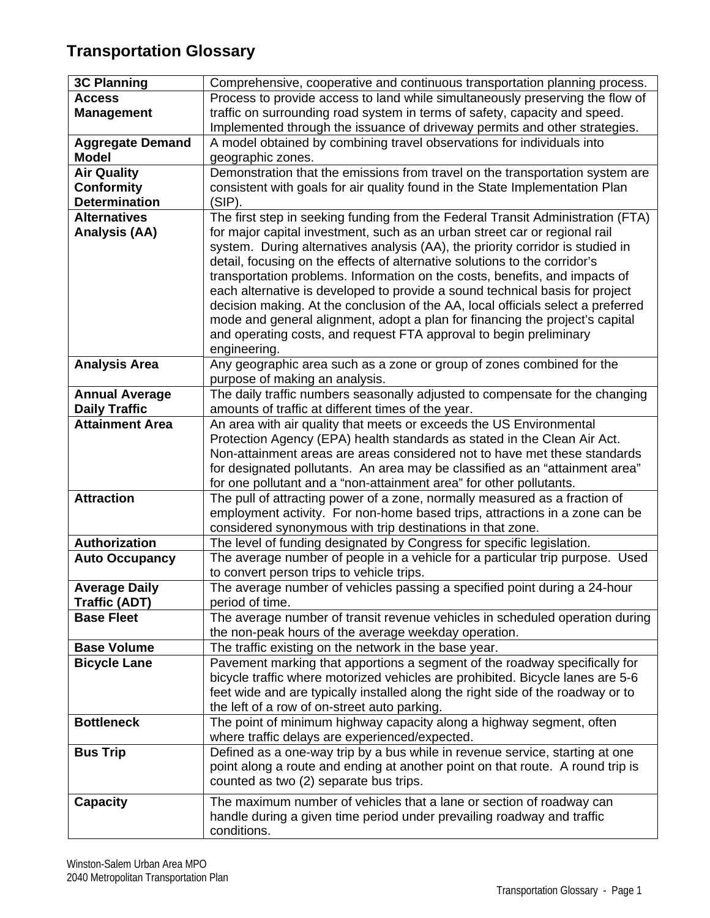# Transportation Glossary

| | |
|---|---|
| **3C Planning** | Comprehensive, cooperative and continuous transportation planning process. |
| **Access Management** | Process to provide access to land while simultaneously preserving the flow of traffic on surrounding road system in terms of safety, capacity and speed. Implemented through the issuance of driveway permits and other strategies. |
| **Aggregate Demand Model** | A model obtained by combining travel observations for individuals into geographic zones. |
| **Air Quality Conformity Determination** | Demonstration that the emissions from travel on the transportation system are consistent with goals for air quality found in the State Implementation Plan (SIP). |
| **Alternatives Analysis (AA)** | The first step in seeking funding from the Federal Transit Administration (FTA) for major capital investment, such as an urban street car or regional rail system. During alternatives analysis (AA), the priority corridor is studied in detail, focusing on the effects of alternative solutions to the corridor's transportation problems. Information on the costs, benefits, and impacts of each alternative is developed to provide a sound technical basis for project decision making. At the conclusion of the AA, local officials select a preferred mode and general alignment, adopt a plan for financing the project's capital and operating costs, and request FTA approval to begin preliminary engineering. |
| **Analysis Area** | Any geographic area such as a zone or group of zones combined for the purpose of making an analysis. |
| **Annual Average Daily Traffic** | The daily traffic numbers seasonally adjusted to compensate for the changing amounts of traffic at different times of the year. |
| **Attainment Area** | An area with air quality that meets or exceeds the US Environmental Protection Agency (EPA) health standards as stated in the Clean Air Act. Non-attainment areas are areas considered not to have met these standards for designated pollutants. An area may be classified as an "attainment area" for one pollutant and a "non-attainment area" for other pollutants. |
| **Attraction** | The pull of attracting power of a zone, normally measured as a fraction of employment activity. For non-home based trips, attractions in a zone can be considered synonymous with trip destinations in that zone. |
| **Authorization** | The level of funding designated by Congress for specific legislation. |
| **Auto Occupancy** | The average number of people in a vehicle for a particular trip purpose. Used to convert person trips to vehicle trips. |
| **Average Daily Traffic (ADT)** | The average number of vehicles passing a specified point during a 24-hour period of time. |
| **Base Fleet** | The average number of transit revenue vehicles in scheduled operation during the non-peak hours of the average weekday operation. |
| **Base Volume** | The traffic existing on the network in the base year. |
| **Bicycle Lane** | Pavement marking that apportions a segment of the roadway specifically for bicycle traffic where motorized vehicles are prohibited. Bicycle lanes are 5-6 feet wide and are typically installed along the right side of the roadway or to the left of a row of on-street auto parking. |
| **Bottleneck** | The point of minimum highway capacity along a highway segment, often where traffic delays are experienced/expected. |
| **Bus Trip** | Defined as a one-way trip by a bus while in revenue service, starting at one point along a route and ending at another point on that route. A round trip is counted as two (2) separate bus trips. |
| **Capacity** | The maximum number of vehicles that a lane or section of roadway can handle during a given time period under prevailing roadway and traffic conditions. |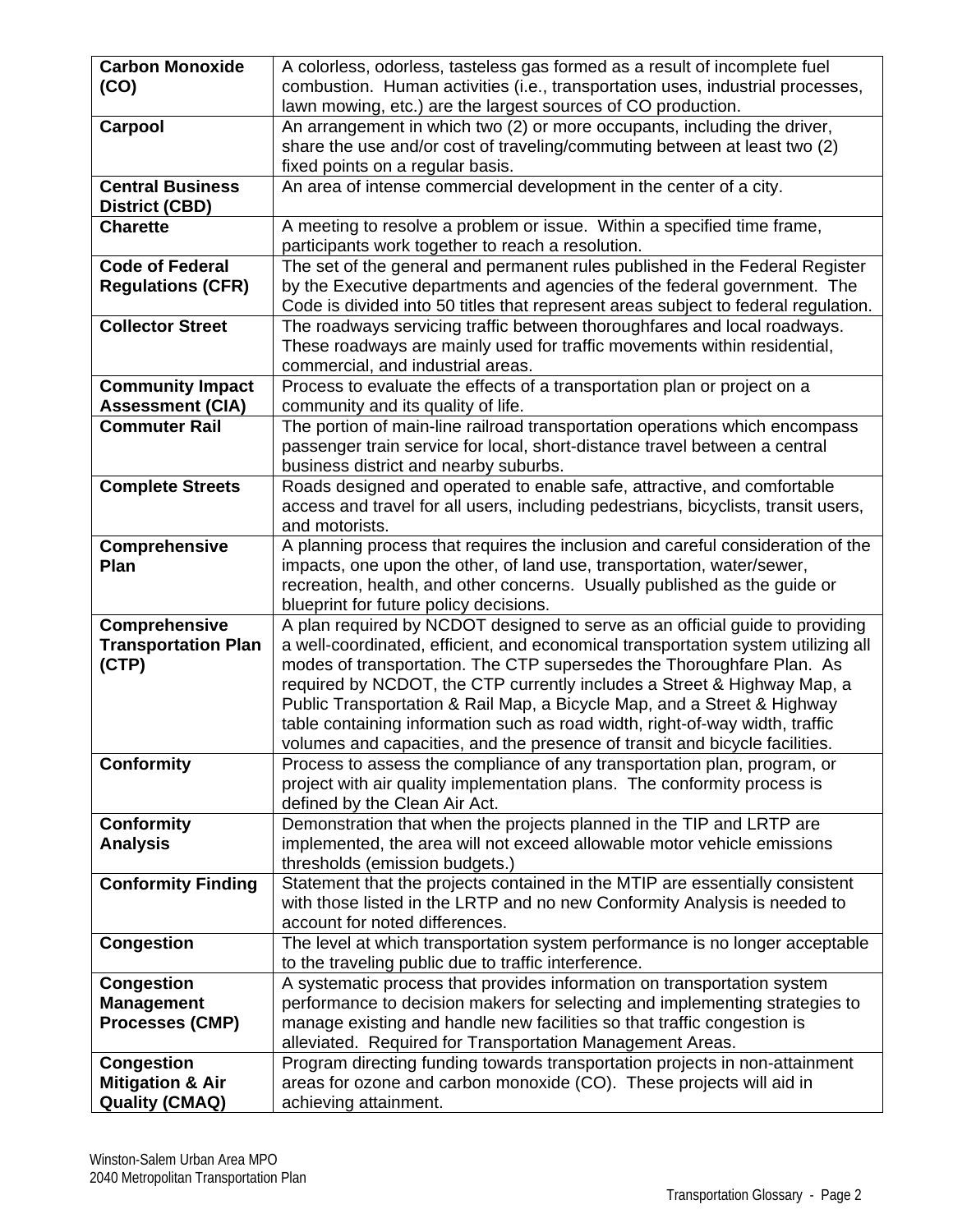| | |
|---|---|
| **Carbon Monoxide (CO)** | A colorless, odorless, tasteless gas formed as a result of incomplete fuel combustion. Human activities (i.e., transportation uses, industrial processes, lawn mowing, etc.) are the largest sources of CO production. |
| **Carpool** | An arrangement in which two (2) or more occupants, including the driver, share the use and/or cost of traveling/commuting between at least two (2) fixed points on a regular basis. |
| **Central Business District (CBD)** | An area of intense commercial development in the center of a city. |
| **Charette** | A meeting to resolve a problem or issue. Within a specified time frame, participants work together to reach a resolution. |
| **Code of Federal Regulations (CFR)** | The set of the general and permanent rules published in the Federal Register by the Executive departments and agencies of the federal government. The Code is divided into 50 titles that represent areas subject to federal regulation. |
| **Collector Street** | The roadways servicing traffic between thoroughfares and local roadways. These roadways are mainly used for traffic movements within residential, commercial, and industrial areas. |
| **Community Impact Assessment (CIA)** | Process to evaluate the effects of a transportation plan or project on a community and its quality of life. |
| **Commuter Rail** | The portion of main-line railroad transportation operations which encompass passenger train service for local, short-distance travel between a central business district and nearby suburbs. |
| **Complete Streets** | Roads designed and operated to enable safe, attractive, and comfortable access and travel for all users, including pedestrians, bicyclists, transit users, and motorists. |
| **Comprehensive Plan** | A planning process that requires the inclusion and careful consideration of the impacts, one upon the other, of land use, transportation, water/sewer, recreation, health, and other concerns. Usually published as the guide or blueprint for future policy decisions. |
| **Comprehensive Transportation Plan (CTP)** | A plan required by NCDOT designed to serve as an official guide to providing a well-coordinated, efficient, and economical transportation system utilizing all modes of transportation. The CTP supersedes the Thoroughfare Plan. As required by NCDOT, the CTP currently includes a Street & Highway Map, a Public Transportation & Rail Map, a Bicycle Map, and a Street & Highway table containing information such as road width, right-of-way width, traffic volumes and capacities, and the presence of transit and bicycle facilities. |
| **Conformity** | Process to assess the compliance of any transportation plan, program, or project with air quality implementation plans. The conformity process is defined by the Clean Air Act. |
| **Conformity Analysis** | Demonstration that when the projects planned in the TIP and LRTP are implemented, the area will not exceed allowable motor vehicle emissions thresholds (emission budgets.) |
| **Conformity Finding** | Statement that the projects contained in the MTIP are essentially consistent with those listed in the LRTP and no new Conformity Analysis is needed to account for noted differences. |
| **Congestion** | The level at which transportation system performance is no longer acceptable to the traveling public due to traffic interference. |
| **Congestion Management Processes (CMP)** | A systematic process that provides information on transportation system performance to decision makers for selecting and implementing strategies to manage existing and handle new facilities so that traffic congestion is alleviated. Required for Transportation Management Areas. |
| **Congestion Mitigation & Air Quality (CMAQ)** | Program directing funding towards transportation projects in non-attainment areas for ozone and carbon monoxide (CO). These projects will aid in achieving attainment. |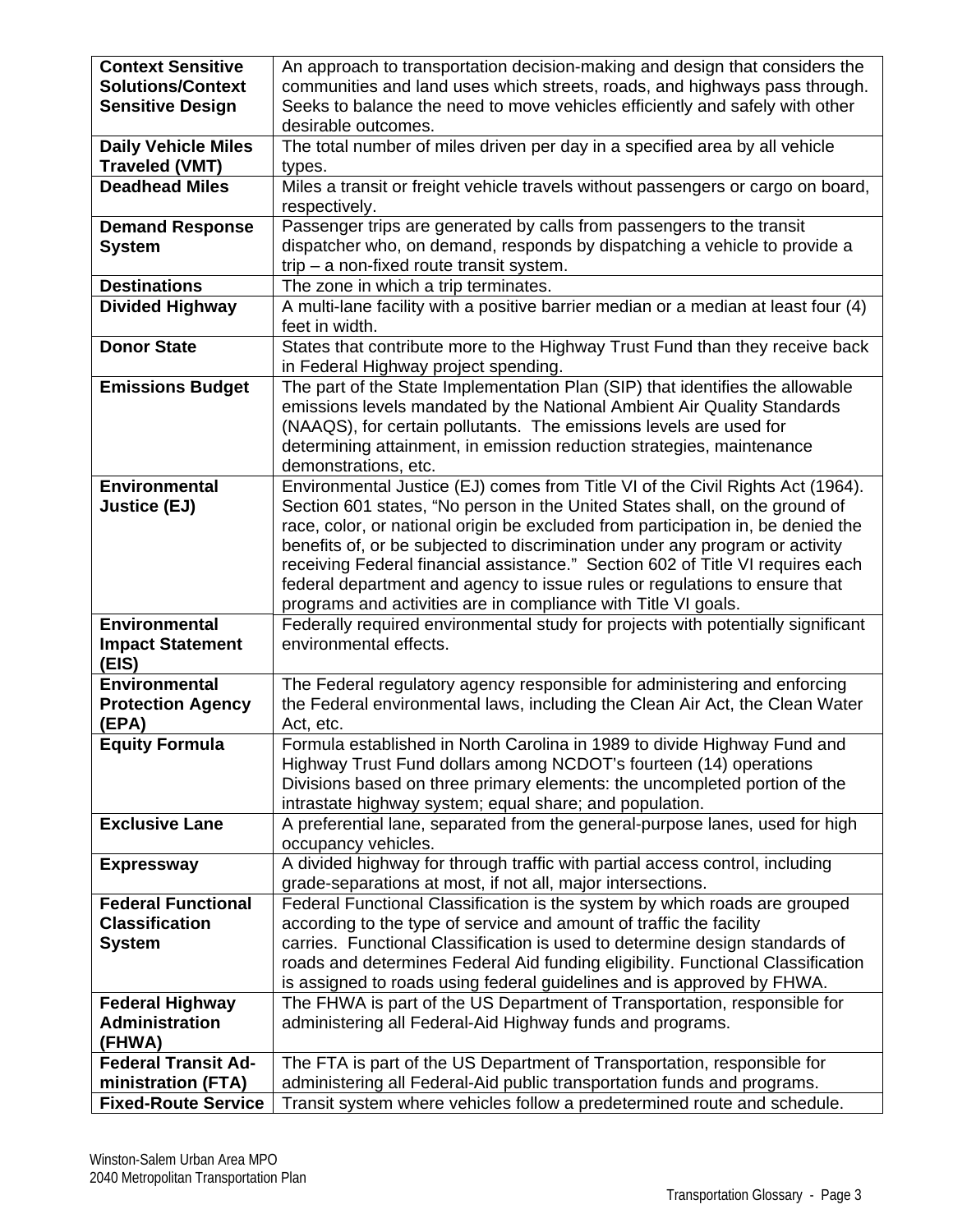| | |
|---|---|
| **Context Sensitive Solutions/Context Sensitive Design** | An approach to transportation decision-making and design that considers the communities and land uses which streets, roads, and highways pass through. Seeks to balance the need to move vehicles efficiently and safely with other desirable outcomes. |
| **Daily Vehicle Miles Traveled (VMT)** | The total number of miles driven per day in a specified area by all vehicle types. |
| **Deadhead Miles** | Miles a transit or freight vehicle travels without passengers or cargo on board, respectively. |
| **Demand Response System** | Passenger trips are generated by calls from passengers to the transit dispatcher who, on demand, responds by dispatching a vehicle to provide a trip – a non-fixed route transit system. |
| **Destinations** | The zone in which a trip terminates. |
| **Divided Highway** | A multi-lane facility with a positive barrier median or a median at least four (4) feet in width. |
| **Donor State** | States that contribute more to the Highway Trust Fund than they receive back in Federal Highway project spending. |
| **Emissions Budget** | The part of the State Implementation Plan (SIP) that identifies the allowable emissions levels mandated by the National Ambient Air Quality Standards (NAAQS), for certain pollutants. The emissions levels are used for determining attainment, in emission reduction strategies, maintenance demonstrations, etc. |
| **Environmental Justice (EJ)** | Environmental Justice (EJ) comes from Title VI of the Civil Rights Act (1964). Section 601 states, "No person in the United States shall, on the ground of race, color, or national origin be excluded from participation in, be denied the benefits of, or be subjected to discrimination under any program or activity receiving Federal financial assistance." Section 602 of Title VI requires each federal department and agency to issue rules or regulations to ensure that programs and activities are in compliance with Title VI goals. |
| **Environmental Impact Statement (EIS)** | Federally required environmental study for projects with potentially significant environmental effects. |
| **Environmental Protection Agency (EPA)** | The Federal regulatory agency responsible for administering and enforcing the Federal environmental laws, including the Clean Air Act, the Clean Water Act, etc. |
| **Equity Formula** | Formula established in North Carolina in 1989 to divide Highway Fund and Highway Trust Fund dollars among NCDOT's fourteen (14) operations Divisions based on three primary elements: the uncompleted portion of the intrastate highway system; equal share; and population. |
| **Exclusive Lane** | A preferential lane, separated from the general-purpose lanes, used for high occupancy vehicles. |
| **Expressway** | A divided highway for through traffic with partial access control, including grade-separations at most, if not all, major intersections. |
| **Federal Functional Classification System** | Federal Functional Classification is the system by which roads are grouped according to the type of service and amount of traffic the facility carries. Functional Classification is used to determine design standards of roads and determines Federal Aid funding eligibility. Functional Classification is assigned to roads using federal guidelines and is approved by FHWA. |
| **Federal Highway Administration (FHWA)** | The FHWA is part of the US Department of Transportation, responsible for administering all Federal-Aid Highway funds and programs. |
| **Federal Transit Administration (FTA)** | The FTA is part of the US Department of Transportation, responsible for administering all Federal-Aid public transportation funds and programs. |
| **Fixed-Route Service** | Transit system where vehicles follow a predetermined route and schedule. |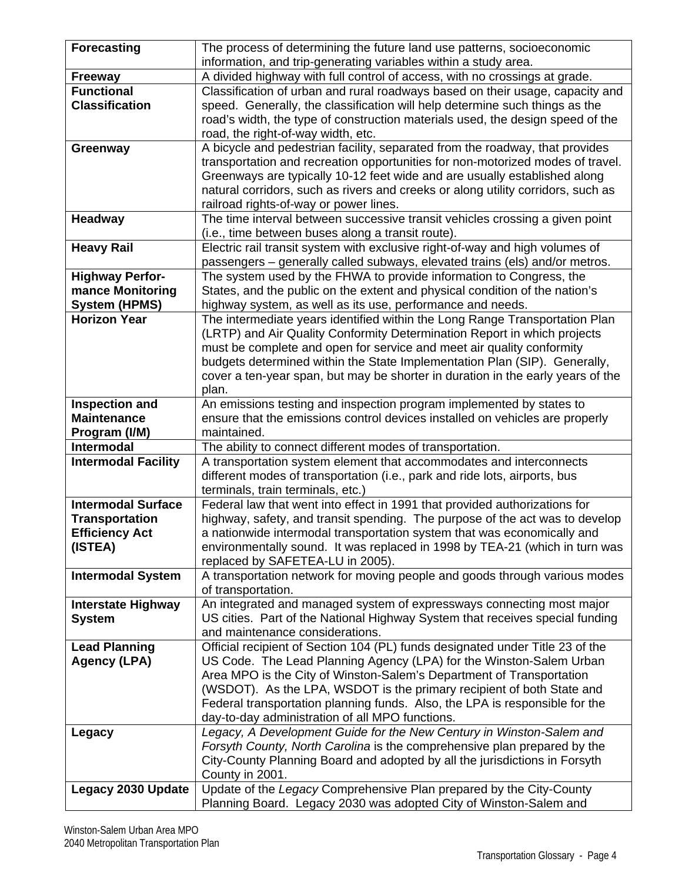| | |
|---|---|
| **Forecasting** | The process of determining the future land use patterns, socioeconomic information, and trip-generating variables within a study area. |
| **Freeway** | A divided highway with full control of access, with no crossings at grade. |
| **Functional Classification** | Classification of urban and rural roadways based on their usage, capacity and speed. Generally, the classification will help determine such things as the road's width, the type of construction materials used, the design speed of the road, the right-of-way width, etc. |
| **Greenway** | A bicycle and pedestrian facility, separated from the roadway, that provides transportation and recreation opportunities for non-motorized modes of travel. Greenways are typically 10-12 feet wide and are usually established along natural corridors, such as rivers and creeks or along utility corridors, such as railroad rights-of-way or power lines. |
| **Headway** | The time interval between successive transit vehicles crossing a given point (i.e., time between buses along a transit route). |
| **Heavy Rail** | Electric rail transit system with exclusive right-of-way and high volumes of passengers – generally called subways, elevated trains (els) and/or metros. |
| **Highway Performance Monitoring System (HPMS)** | The system used by the FHWA to provide information to Congress, the States, and the public on the extent and physical condition of the nation's highway system, as well as its use, performance and needs. |
| **Horizon Year** | The intermediate years identified within the Long Range Transportation Plan (LRTP) and Air Quality Conformity Determination Report in which projects must be complete and open for service and meet air quality conformity budgets determined within the State Implementation Plan (SIP). Generally, cover a ten-year span, but may be shorter in duration in the early years of the plan. |
| **Inspection and Maintenance Program (I/M)** | An emissions testing and inspection program implemented by states to ensure that the emissions control devices installed on vehicles are properly maintained. |
| **Intermodal** | The ability to connect different modes of transportation. |
| **Intermodal Facility** | A transportation system element that accommodates and interconnects different modes of transportation (i.e., park and ride lots, airports, bus terminals, train terminals, etc.) |
| **Intermodal Surface Transportation Efficiency Act (ISTEA)** | Federal law that went into effect in 1991 that provided authorizations for highway, safety, and transit spending. The purpose of the act was to develop a nationwide intermodal transportation system that was economically and environmentally sound. It was replaced in 1998 by TEA-21 (which in turn was replaced by SAFETEA-LU in 2005). |
| **Intermodal System** | A transportation network for moving people and goods through various modes of transportation. |
| **Interstate Highway System** | An integrated and managed system of expressways connecting most major US cities. Part of the National Highway System that receives special funding and maintenance considerations. |
| **Lead Planning Agency (LPA)** | Official recipient of Section 104 (PL) funds designated under Title 23 of the US Code. The Lead Planning Agency (LPA) for the Winston-Salem Urban Area MPO is the City of Winston-Salem's Department of Transportation (WSDOT). As the LPA, WSDOT is the primary recipient of both State and Federal transportation planning funds. Also, the LPA is responsible for the day-to-day administration of all MPO functions. |
| **Legacy** | *Legacy, A Development Guide for the New Century in Winston-Salem and Forsyth County, North Carolina* is the comprehensive plan prepared by the City-County Planning Board and adopted by all the jurisdictions in Forsyth County in 2001. |
| **Legacy 2030 Update** | Update of the *Legacy* Comprehensive Plan prepared by the City-County Planning Board. Legacy 2030 was adopted City of Winston-Salem and |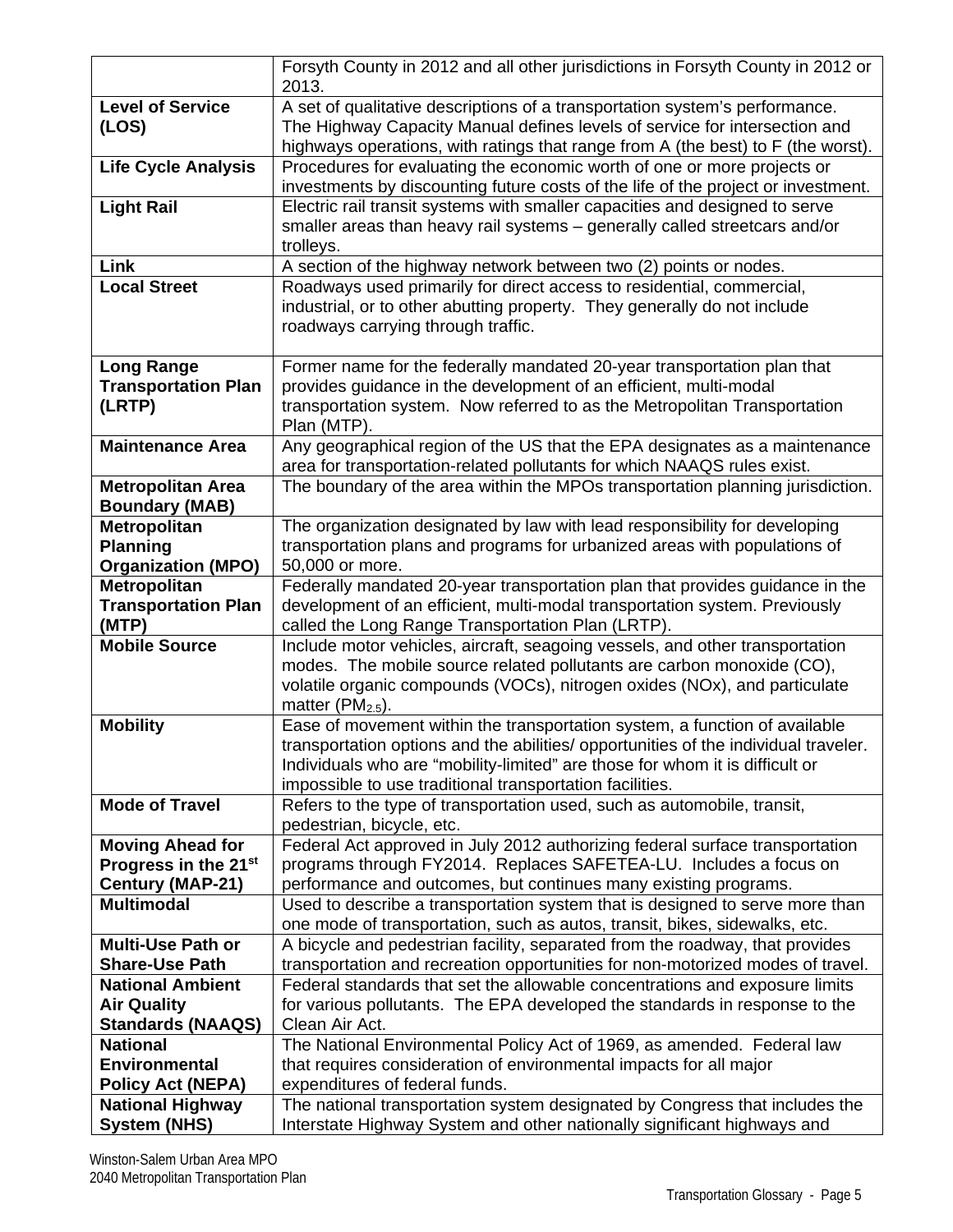| | |
|---|---|
| | Forsyth County in 2012 and all other jurisdictions in Forsyth County in 2012 or 2013. |
| **Level of Service (LOS)** | A set of qualitative descriptions of a transportation system's performance. The Highway Capacity Manual defines levels of service for intersection and highways operations, with ratings that range from A (the best) to F (the worst). |
| **Life Cycle Analysis** | Procedures for evaluating the economic worth of one or more projects or investments by discounting future costs of the life of the project or investment. |
| **Light Rail** | Electric rail transit systems with smaller capacities and designed to serve smaller areas than heavy rail systems – generally called streetcars and/or trolleys. |
| **Link** | A section of the highway network between two (2) points or nodes. |
| **Local Street** | Roadways used primarily for direct access to residential, commercial, industrial, or to other abutting property. They generally do not include roadways carrying through traffic. |
| **Long Range Transportation Plan (LRTP)** | Former name for the federally mandated 20-year transportation plan that provides guidance in the development of an efficient, multi-modal transportation system. Now referred to as the Metropolitan Transportation Plan (MTP). |
| **Maintenance Area** | Any geographical region of the US that the EPA designates as a maintenance area for transportation-related pollutants for which NAAQS rules exist. |
| **Metropolitan Area Boundary (MAB)** | The boundary of the area within the MPOs transportation planning jurisdiction. |
| **Metropolitan Planning Organization (MPO)** | The organization designated by law with lead responsibility for developing transportation plans and programs for urbanized areas with populations of 50,000 or more. |
| **Metropolitan Transportation Plan (MTP)** | Federally mandated 20-year transportation plan that provides guidance in the development of an efficient, multi-modal transportation system. Previously called the Long Range Transportation Plan (LRTP). |
| **Mobile Source** | Include motor vehicles, aircraft, seagoing vessels, and other transportation modes. The mobile source related pollutants are carbon monoxide (CO), volatile organic compounds (VOCs), nitrogen oxides (NOx), and particulate matter ($PM_{2.5}$). |
| **Mobility** | Ease of movement within the transportation system, a function of available transportation options and the abilities/ opportunities of the individual traveler. Individuals who are "mobility-limited" are those for whom it is difficult or impossible to use traditional transportation facilities. |
| **Mode of Travel** | Refers to the type of transportation used, such as automobile, transit, pedestrian, bicycle, etc. |
| **Moving Ahead for Progress in the 21st Century (MAP-21)** | Federal Act approved in July 2012 authorizing federal surface transportation programs through FY2014. Replaces SAFETEA-LU. Includes a focus on performance and outcomes, but continues many existing programs. |
| **Multimodal** | Used to describe a transportation system that is designed to serve more than one mode of transportation, such as autos, transit, bikes, sidewalks, etc. |
| **Multi-Use Path or Share-Use Path** | A bicycle and pedestrian facility, separated from the roadway, that provides transportation and recreation opportunities for non-motorized modes of travel. |
| **National Ambient Air Quality Standards (NAAQS)** | Federal standards that set the allowable concentrations and exposure limits for various pollutants. The EPA developed the standards in response to the Clean Air Act. |
| **National Environmental Policy Act (NEPA)** | The National Environmental Policy Act of 1969, as amended. Federal law that requires consideration of environmental impacts for all major expenditures of federal funds. |
| **National Highway System (NHS)** | The national transportation system designated by Congress that includes the Interstate Highway System and other nationally significant highways and |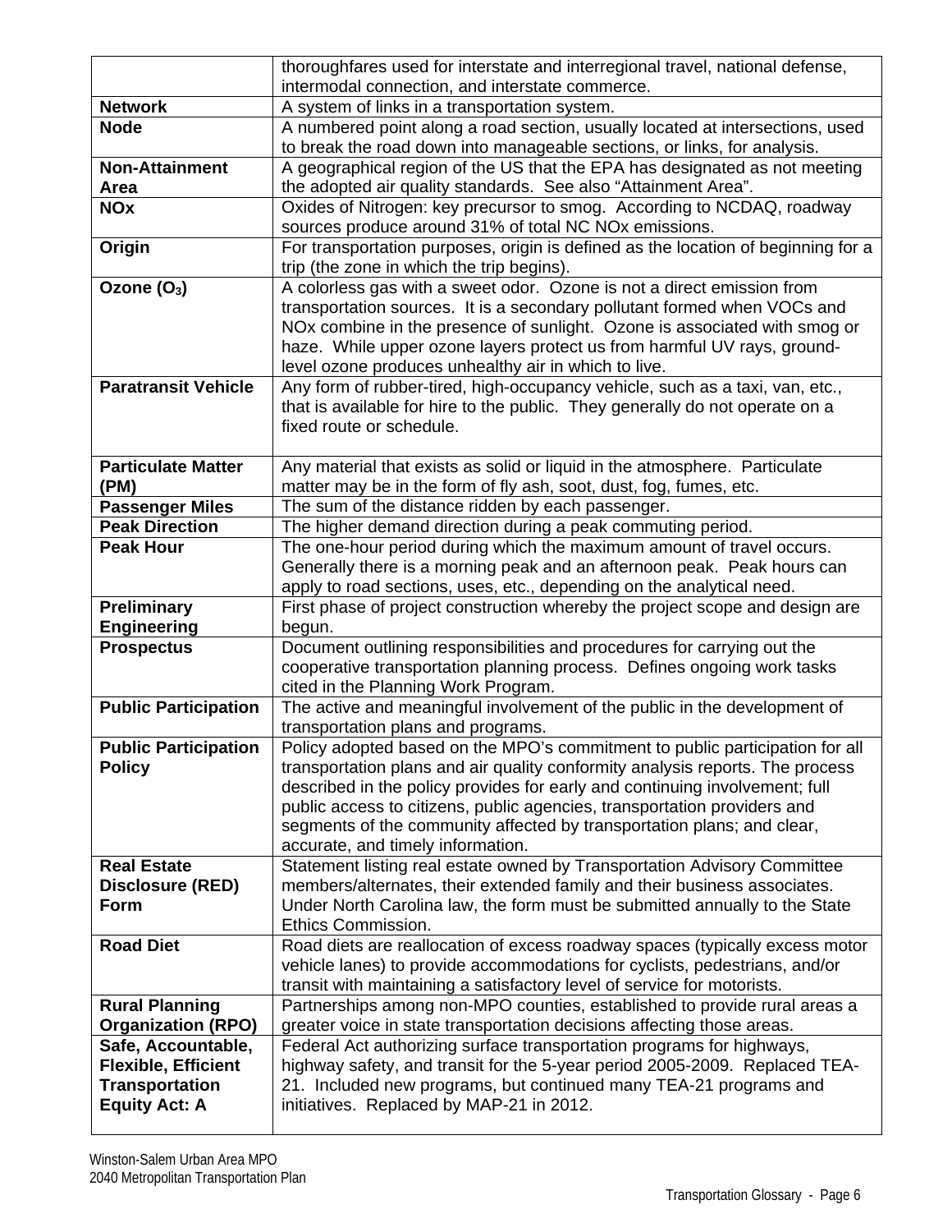| | |
|---|---|
| | thoroughfares used for interstate and interregional travel, national defense, intermodal connection, and interstate commerce. |
| **Network** | A system of links in a transportation system. |
| **Node** | A numbered point along a road section, usually located at intersections, used to break the road down into manageable sections, or links, for analysis. |
| **Non-Attainment Area** | A geographical region of the US that the EPA has designated as not meeting the adopted air quality standards. See also "Attainment Area". |
| **NOx** | Oxides of Nitrogen: key precursor to smog. According to NCDAQ, roadway sources produce around 31% of total NC NOx emissions. |
| **Origin** | For transportation purposes, origin is defined as the location of beginning for a trip (the zone in which the trip begins). |
| **Ozone ($O_3$)** | A colorless gas with a sweet odor. Ozone is not a direct emission from transportation sources. It is a secondary pollutant formed when VOCs and NOx combine in the presence of sunlight. Ozone is associated with smog or haze. While upper ozone layers protect us from harmful UV rays, ground-level ozone produces unhealthy air in which to live. |
| **Paratransit Vehicle** | Any form of rubber-tired, high-occupancy vehicle, such as a taxi, van, etc., that is available for hire to the public. They generally do not operate on a fixed route or schedule. |
| **Particulate Matter (PM)** | Any material that exists as solid or liquid in the atmosphere. Particulate matter may be in the form of fly ash, soot, dust, fog, fumes, etc. |
| **Passenger Miles** | The sum of the distance ridden by each passenger. |
| **Peak Direction** | The higher demand direction during a peak commuting period. |
| **Peak Hour** | The one-hour period during which the maximum amount of travel occurs. Generally there is a morning peak and an afternoon peak. Peak hours can apply to road sections, uses, etc., depending on the analytical need. |
| **Preliminary Engineering** | First phase of project construction whereby the project scope and design are begun. |
| **Prospectus** | Document outlining responsibilities and procedures for carrying out the cooperative transportation planning process. Defines ongoing work tasks cited in the Planning Work Program. |
| **Public Participation** | The active and meaningful involvement of the public in the development of transportation plans and programs. |
| **Public Participation Policy** | Policy adopted based on the MPO's commitment to public participation for all transportation plans and air quality conformity analysis reports. The process described in the policy provides for early and continuing involvement; full public access to citizens, public agencies, transportation providers and segments of the community affected by transportation plans; and clear, accurate, and timely information. |
| **Real Estate Disclosure (RED) Form** | Statement listing real estate owned by Transportation Advisory Committee members/alternates, their extended family and their business associates. Under North Carolina law, the form must be submitted annually to the State Ethics Commission. |
| **Road Diet** | Road diets are reallocation of excess roadway spaces (typically excess motor vehicle lanes) to provide accommodations for cyclists, pedestrians, and/or transit with maintaining a satisfactory level of service for motorists. |
| **Rural Planning Organization (RPO)** | Partnerships among non-MPO counties, established to provide rural areas a greater voice in state transportation decisions affecting those areas. |
| **Safe, Accountable, Flexible, Efficient Transportation Equity Act: A** | Federal Act authorizing surface transportation programs for highways, highway safety, and transit for the 5-year period 2005-2009. Replaced TEA-21. Included new programs, but continued many TEA-21 programs and initiatives. Replaced by MAP-21 in 2012. |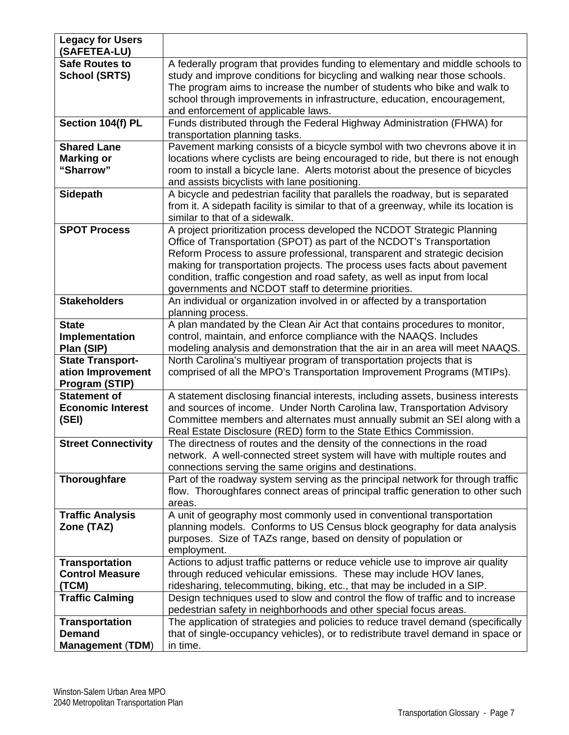| | |
|---|---|
| **Legacy for Users (SAFETEA-LU)** | |
| **Safe Routes to School (SRTS)** | A federally program that provides funding to elementary and middle schools to study and improve conditions for bicycling and walking near those schools. The program aims to increase the number of students who bike and walk to school through improvements in infrastructure, education, encouragement, and enforcement of applicable laws. |
| **Section 104(f) PL** | Funds distributed through the Federal Highway Administration (FHWA) for transportation planning tasks. |
| **Shared Lane Marking or "Sharrow"** | Pavement marking consists of a bicycle symbol with two chevrons above it in locations where cyclists are being encouraged to ride, but there is not enough room to install a bicycle lane. Alerts motorist about the presence of bicycles and assists bicyclists with lane positioning. |
| **Sidepath** | A bicycle and pedestrian facility that parallels the roadway, but is separated from it. A sidepath facility is similar to that of a greenway, while its location is similar to that of a sidewalk. |
| **SPOT Process** | A project prioritization process developed the NCDOT Strategic Planning Office of Transportation (SPOT) as part of the NCDOT's Transportation Reform Process to assure professional, transparent and strategic decision making for transportation projects. The process uses facts about pavement condition, traffic congestion and road safety, as well as input from local governments and NCDOT staff to determine priorities. |
| **Stakeholders** | An individual or organization involved in or affected by a transportation planning process. |
| **State Implementation Plan (SIP)** | A plan mandated by the Clean Air Act that contains procedures to monitor, control, maintain, and enforce compliance with the NAAQS. Includes modeling analysis and demonstration that the air in an area will meet NAAQS. |
| **State Transport-ation Improvement Program (STIP)** | North Carolina's multiyear program of transportation projects that is comprised of all the MPO's Transportation Improvement Programs (MTIPs). |
| **Statement of Economic Interest (SEI)** | A statement disclosing financial interests, including assets, business interests and sources of income. Under North Carolina law, Transportation Advisory Committee members and alternates must annually submit an SEI along with a Real Estate Disclosure (RED) form to the State Ethics Commission. |
| **Street Connectivity** | The directness of routes and the density of the connections in the road network. A well-connected street system will have with multiple routes and connections serving the same origins and destinations. |
| **Thoroughfare** | Part of the roadway system serving as the principal network for through traffic flow. Thoroughfares connect areas of principal traffic generation to other such areas. |
| **Traffic Analysis Zone (TAZ)** | A unit of geography most commonly used in conventional transportation planning models. Conforms to US Census block geography for data analysis purposes. Size of TAZs range, based on density of population or employment. |
| **Transportation Control Measure (TCM)** | Actions to adjust traffic patterns or reduce vehicle use to improve air quality through reduced vehicular emissions. These may include HOV lanes, ridesharing, telecommuting, biking, etc., that may be included in a SIP. |
| **Traffic Calming** | Design techniques used to slow and control the flow of traffic and to increase pedestrian safety in neighborhoods and other special focus areas. |
| **Transportation Demand Management (TDM)** | The application of strategies and policies to reduce travel demand (specifically that of single-occupancy vehicles), or to redistribute travel demand in space or in time. |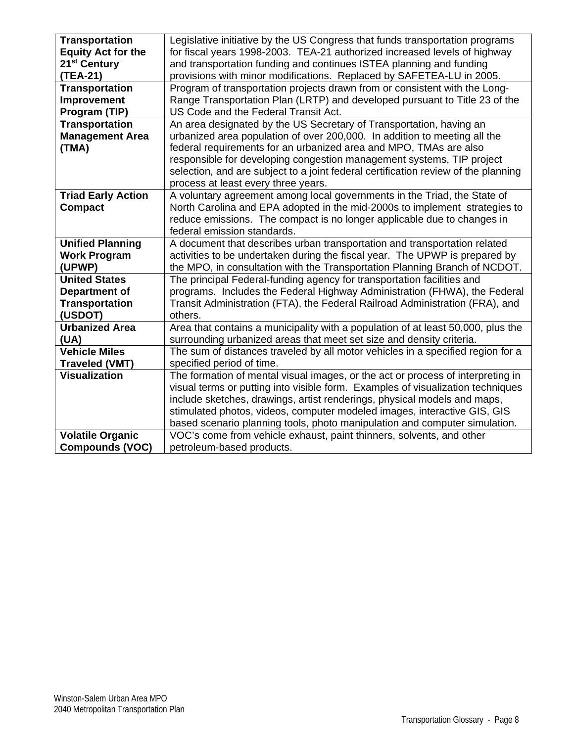| | |
|---|---|
| **Transportation Equity Act for the 21st Century (TEA-21)** | Legislative initiative by the US Congress that funds transportation programs for fiscal years 1998-2003. TEA-21 authorized increased levels of highway and transportation funding and continues ISTEA planning and funding provisions with minor modifications. Replaced by SAFETEA-LU in 2005. |
| **Transportation Improvement Program (TIP)** | Program of transportation projects drawn from or consistent with the Long-Range Transportation Plan (LRTP) and developed pursuant to Title 23 of the US Code and the Federal Transit Act. |
| **Transportation Management Area (TMA)** | An area designated by the US Secretary of Transportation, having an urbanized area population of over 200,000. In addition to meeting all the federal requirements for an urbanized area and MPO, TMAs are also responsible for developing congestion management systems, TIP project selection, and are subject to a joint federal certification review of the planning process at least every three years. |
| **Triad Early Action Compact** | A voluntary agreement among local governments in the Triad, the State of North Carolina and EPA adopted in the mid-2000s to implement strategies to reduce emissions. The compact is no longer applicable due to changes in federal emission standards. |
| **Unified Planning Work Program (UPWP)** | A document that describes urban transportation and transportation related activities to be undertaken during the fiscal year. The UPWP is prepared by the MPO, in consultation with the Transportation Planning Branch of NCDOT. |
| **United States Department of Transportation (USDOT)** | The principal Federal-funding agency for transportation facilities and programs. Includes the Federal Highway Administration (FHWA), the Federal Transit Administration (FTA), the Federal Railroad Administration (FRA), and others. |
| **Urbanized Area (UA)** | Area that contains a municipality with a population of at least 50,000, plus the surrounding urbanized areas that meet set size and density criteria. |
| **Vehicle Miles Traveled (VMT)** | The sum of distances traveled by all motor vehicles in a specified region for a specified period of time. |
| **Visualization** | The formation of mental visual images, or the act or process of interpreting in visual terms or putting into visible form. Examples of visualization techniques include sketches, drawings, artist renderings, physical models and maps, stimulated photos, videos, computer modeled images, interactive GIS, GIS based scenario planning tools, photo manipulation and computer simulation. |
| **Volatile Organic Compounds (VOC)** | VOC's come from vehicle exhaust, paint thinners, solvents, and other petroleum-based products. |